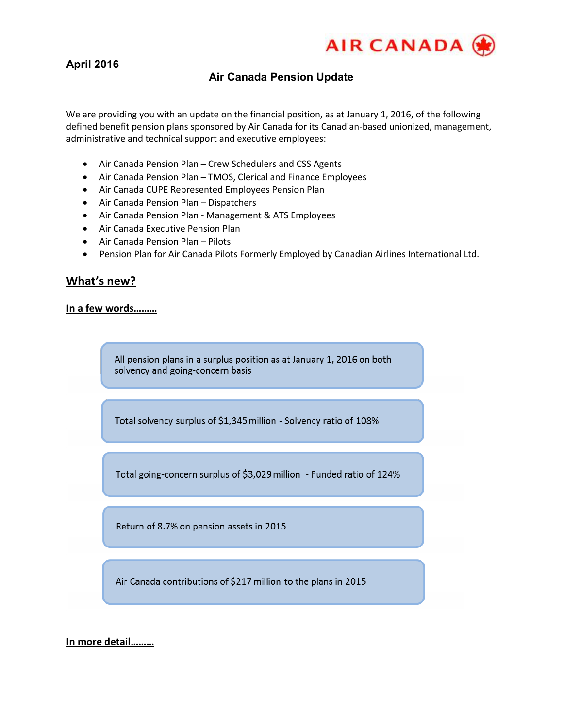April 2016

# Air Canada Pension Update

We are providing you with an update on the financial position, as at January 1, 2016, of the following defined benefit pension plans sponsored by Air Canada for its Canadian-based unionized, management, administrative and technical support and executive employees:

- Air Canada Pension Plan – Crew Schedulers and CSS Agents
- Air Canada Pension Plan – TMOS, Clerical and Finance Employees
- Air Canada CUPE Represented Employees Pension Plan
- Air Canada Pension Plan – Dispatchers
- Air Canada Pension Plan - Management & ATS Employees
- Air Canada Executive Pension Plan
- Air Canada Pension Plan – Pilots
- Pension Plan for Air Canada Pilots Formerly Employed by Canadian Airlines International Ltd.

## What's new?

### In a few words………

All pension plans in a surplus position as at January 1, 2016 on both solvency and going-concern basis

Total solvency surplus of $1,345 million - Solvency ratio of 108%

Total going-concern surplus of $3,029 million - Funded ratio of 124%

Return of 8.7% on pension assets in 2015

Air Canada contributions of $217 million to the plans in 2015

### In more detail………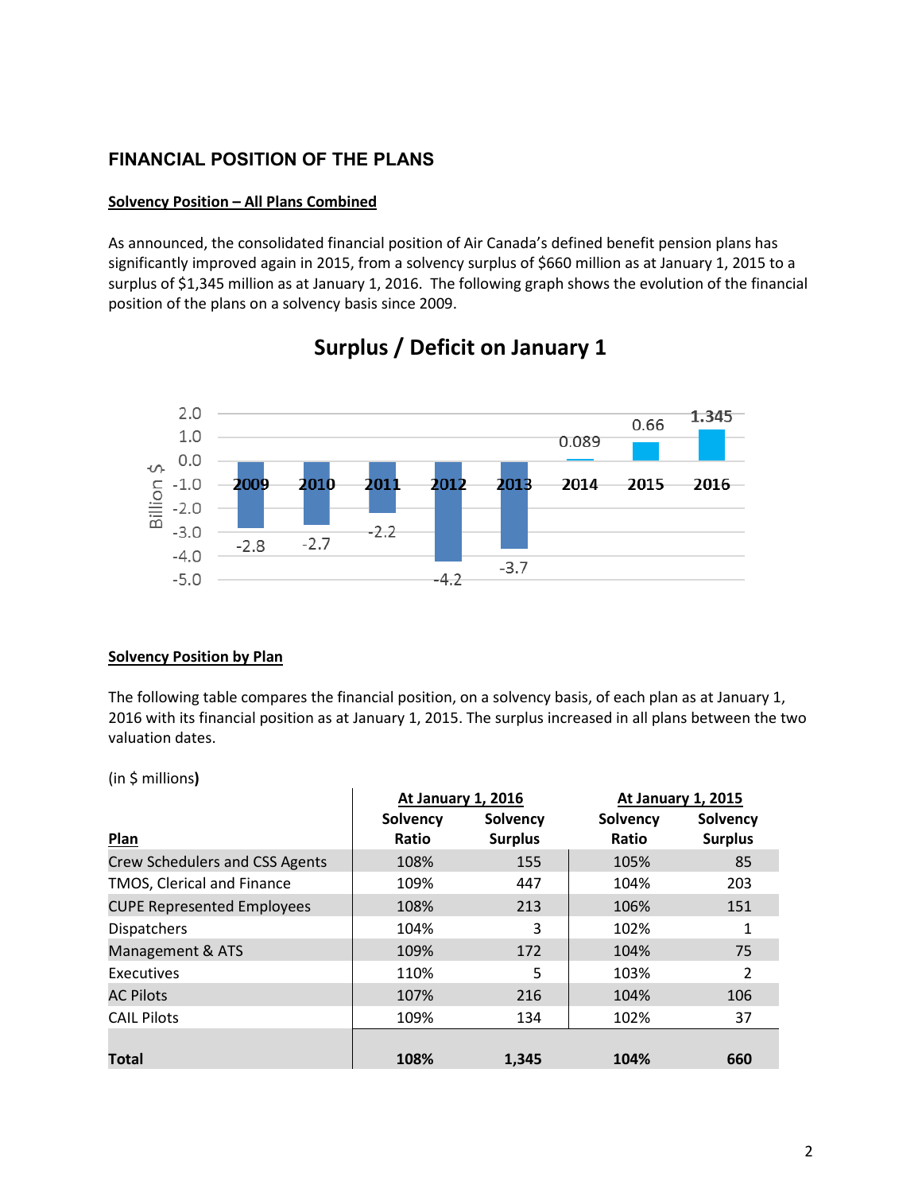## FINANCIAL POSITION OF THE PLANS

**Solvency Position – All Plans Combined**

As announced, the consolidated financial position of Air Canada's defined benefit pension plans has significantly improved again in 2015, from a solvency surplus of $660 million as at January 1, 2015 to a surplus of $1,345 million as at January 1, 2016. The following graph shows the evolution of the financial position of the plans on a solvency basis since 2009.

**Surplus / Deficit on January 1**

| Year | 2009 | 2010 | 2011 | 2012 | 2013 | 2014 | 2015 | 2016 |
|---|---|---|---|---|---|---|---|---|
| Billion $ | -2.8 | -2.7 | -2.2 | -4.2 | -3.7 | 0.089 | 0.66 | 1.345 |

**Solvency Position by Plan**

The following table compares the financial position, on a solvency basis, of each plan as at January 1, 2016 with its financial position as at January 1, 2015. The surplus increased in all plans between the two valuation dates.

(in $ millions**)**

| | At January 1, 2016 | | At January 1, 2015 | |
|---|---|---|---|---|
| **Plan** | **Solvency Ratio** | **Solvency Surplus** | **Solvency Ratio** | **Solvency Surplus** |
| Crew Schedulers and CSS Agents | 108% | 155 | 105% | 85 |
| TMOS, Clerical and Finance | 109% | 447 | 104% | 203 |
| CUPE Represented Employees | 108% | 213 | 106% | 151 |
| Dispatchers | 104% | 3 | 102% | 1 |
| Management & ATS | 109% | 172 | 104% | 75 |
| Executives | 110% | 5 | 103% | 2 |
| AC Pilots | 107% | 216 | 104% | 106 |
| CAIL Pilots | 109% | 134 | 102% | 37 |
| **Total** | **108%** | **1,345** | **104%** | **660** |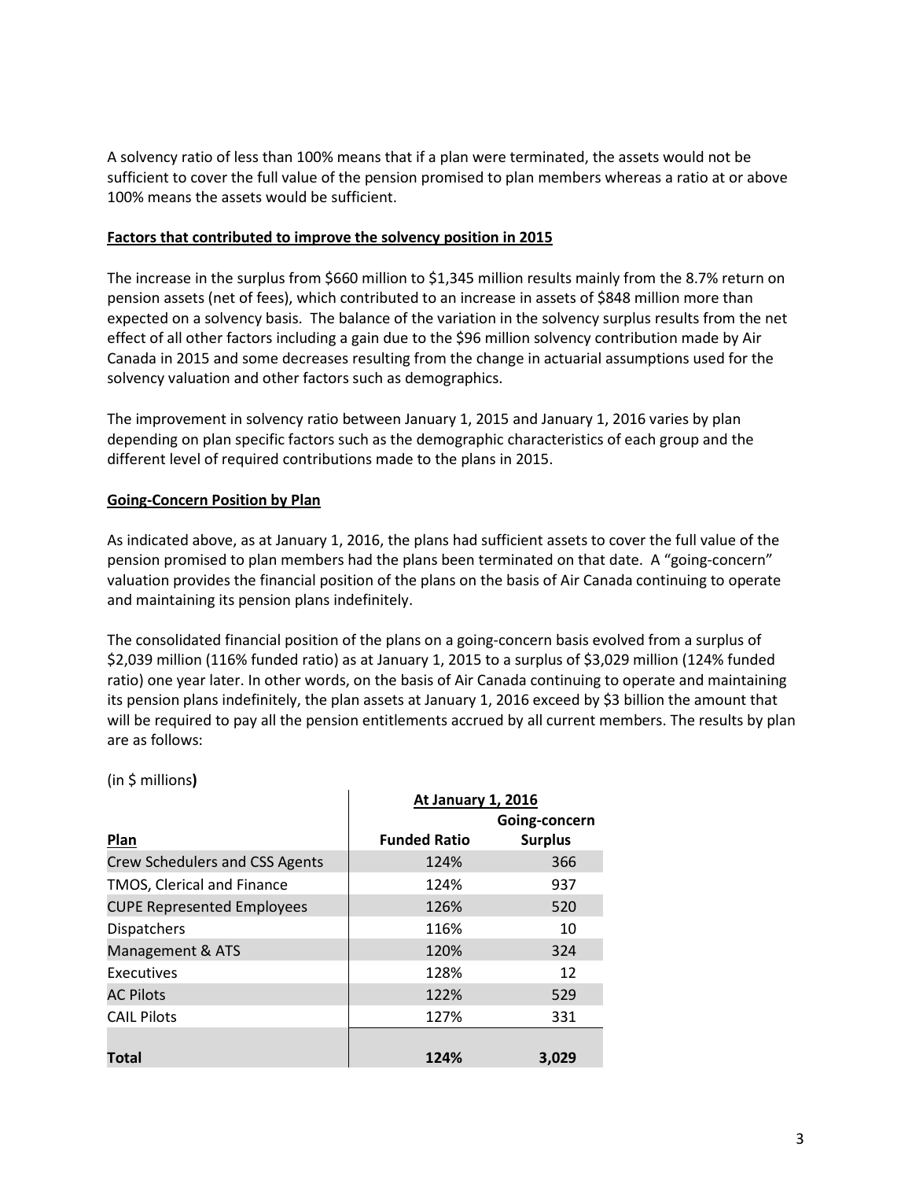A solvency ratio of less than 100% means that if a plan were terminated, the assets would not be sufficient to cover the full value of the pension promised to plan members whereas a ratio at or above 100% means the assets would be sufficient.

**Factors that contributed to improve the solvency position in 2015**

The increase in the surplus from $660 million to $1,345 million results mainly from the 8.7% return on pension assets (net of fees), which contributed to an increase in assets of $848 million more than expected on a solvency basis. The balance of the variation in the solvency surplus results from the net effect of all other factors including a gain due to the $96 million solvency contribution made by Air Canada in 2015 and some decreases resulting from the change in actuarial assumptions used for the solvency valuation and other factors such as demographics.

The improvement in solvency ratio between January 1, 2015 and January 1, 2016 varies by plan depending on plan specific factors such as the demographic characteristics of each group and the different level of required contributions made to the plans in 2015.

**Going-Concern Position by Plan**

As indicated above, as at January 1, 2016, the plans had sufficient assets to cover the full value of the pension promised to plan members had the plans been terminated on that date. A "going-concern" valuation provides the financial position of the plans on the basis of Air Canada continuing to operate and maintaining its pension plans indefinitely.

The consolidated financial position of the plans on a going-concern basis evolved from a surplus of $2,039 million (116% funded ratio) as at January 1, 2015 to a surplus of $3,029 million (124% funded ratio) one year later. In other words, on the basis of Air Canada continuing to operate and maintaining its pension plans indefinitely, the plan assets at January 1, 2016 exceed by $3 billion the amount that will be required to pay all the pension entitlements accrued by all current members. The results by plan are as follows:

(in $ millions**)**

| | At January 1, 2016 | |
|---|---|---|
| **Plan** | **Funded Ratio** | **Going-concern Surplus** |
| Crew Schedulers and CSS Agents | 124% | 366 |
| TMOS, Clerical and Finance | 124% | 937 |
| CUPE Represented Employees | 126% | 520 |
| Dispatchers | 116% | 10 |
| Management & ATS | 120% | 324 |
| Executives | 128% | 12 |
| AC Pilots | 122% | 529 |
| CAIL Pilots | 127% | 331 |
| **Total** | **124%** | **3,029** |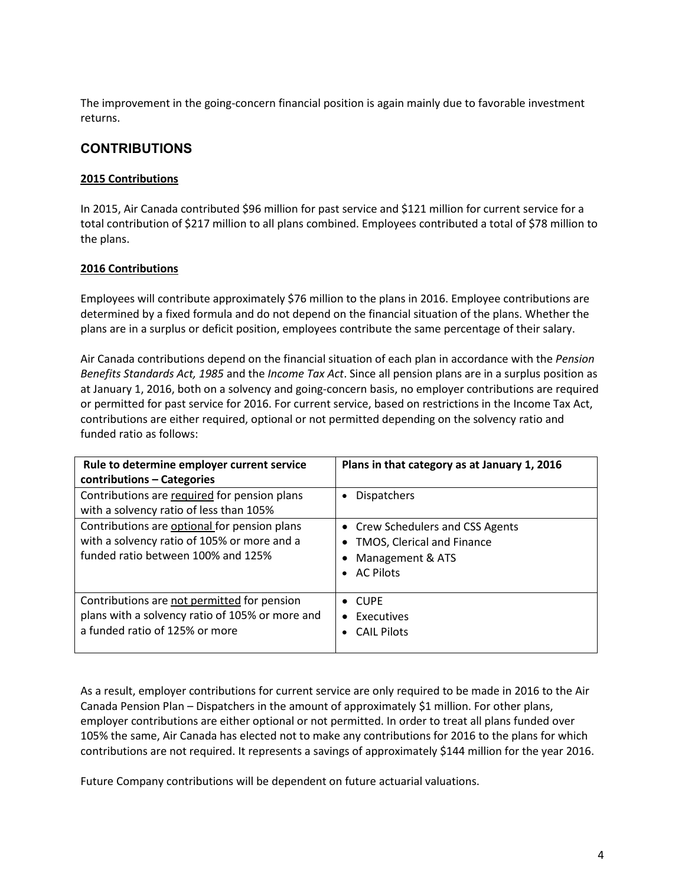The improvement in the going-concern financial position is again mainly due to favorable investment returns.

## CONTRIBUTIONS

**2015 Contributions**

In 2015, Air Canada contributed $96 million for past service and $121 million for current service for a total contribution of $217 million to all plans combined. Employees contributed a total of $78 million to the plans.

**2016 Contributions**

Employees will contribute approximately $76 million to the plans in 2016. Employee contributions are determined by a fixed formula and do not depend on the financial situation of the plans. Whether the plans are in a surplus or deficit position, employees contribute the same percentage of their salary.

Air Canada contributions depend on the financial situation of each plan in accordance with the *Pension Benefits Standards Act, 1985* and the *Income Tax Act*. Since all pension plans are in a surplus position as at January 1, 2016, both on a solvency and going-concern basis, no employer contributions are required or permitted for past service for 2016. For current service, based on restrictions in the Income Tax Act, contributions are either required, optional or not permitted depending on the solvency ratio and funded ratio as follows:

| Rule to determine employer current service contributions – Categories | Plans in that category as at January 1, 2016 |
|---|---|
| Contributions are required for pension plans with a solvency ratio of less than 105% | • Dispatchers |
| Contributions are optional for pension plans with a solvency ratio of 105% or more and a funded ratio between 100% and 125% | • Crew Schedulers and CSS Agents<br>• TMOS, Clerical and Finance<br>• Management & ATS<br>• AC Pilots |
| Contributions are not permitted for pension plans with a solvency ratio of 105% or more and a funded ratio of 125% or more | • CUPE<br>• Executives<br>• CAIL Pilots |

As a result, employer contributions for current service are only required to be made in 2016 to the Air Canada Pension Plan – Dispatchers in the amount of approximately $1 million. For other plans, employer contributions are either optional or not permitted. In order to treat all plans funded over 105% the same, Air Canada has elected not to make any contributions for 2016 to the plans for which contributions are not required. It represents a savings of approximately $144 million for the year 2016.

Future Company contributions will be dependent on future actuarial valuations.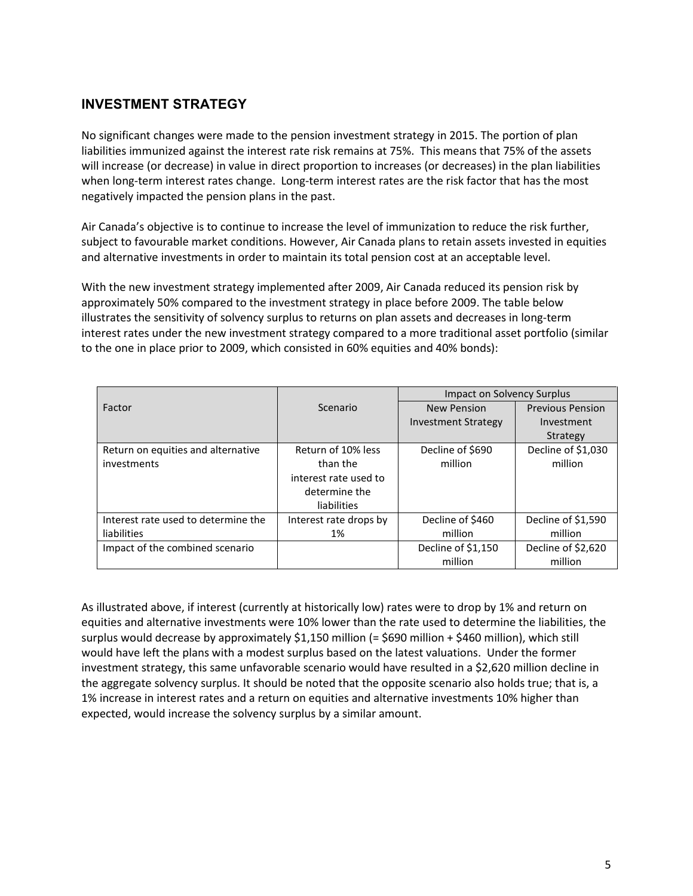## INVESTMENT STRATEGY

No significant changes were made to the pension investment strategy in 2015. The portion of plan liabilities immunized against the interest rate risk remains at 75%. This means that 75% of the assets will increase (or decrease) in value in direct proportion to increases (or decreases) in the plan liabilities when long-term interest rates change. Long-term interest rates are the risk factor that has the most negatively impacted the pension plans in the past.

Air Canada's objective is to continue to increase the level of immunization to reduce the risk further, subject to favourable market conditions. However, Air Canada plans to retain assets invested in equities and alternative investments in order to maintain its total pension cost at an acceptable level.

With the new investment strategy implemented after 2009, Air Canada reduced its pension risk by approximately 50% compared to the investment strategy in place before 2009. The table below illustrates the sensitivity of solvency surplus to returns on plan assets and decreases in long-term interest rates under the new investment strategy compared to a more traditional asset portfolio (similar to the one in place prior to 2009, which consisted in 60% equities and 40% bonds):

| Factor | Scenario | Impact on Solvency Surplus | |
|---|---|---|---|
| | | New Pension Investment Strategy | Previous Pension Investment Strategy |
| Return on equities and alternative investments | Return of 10% less than the interest rate used to determine the liabilities | Decline of $690 million | Decline of $1,030 million |
| Interest rate used to determine the liabilities | Interest rate drops by 1% | Decline of $460 million | Decline of $1,590 million |
| Impact of the combined scenario | | Decline of $1,150 million | Decline of $2,620 million |

As illustrated above, if interest (currently at historically low) rates were to drop by 1% and return on equities and alternative investments were 10% lower than the rate used to determine the liabilities, the surplus would decrease by approximately $1,150 million (= $690 million + $460 million), which still would have left the plans with a modest surplus based on the latest valuations. Under the former investment strategy, this same unfavorable scenario would have resulted in a $2,620 million decline in the aggregate solvency surplus. It should be noted that the opposite scenario also holds true; that is, a 1% increase in interest rates and a return on equities and alternative investments 10% higher than expected, would increase the solvency surplus by a similar amount.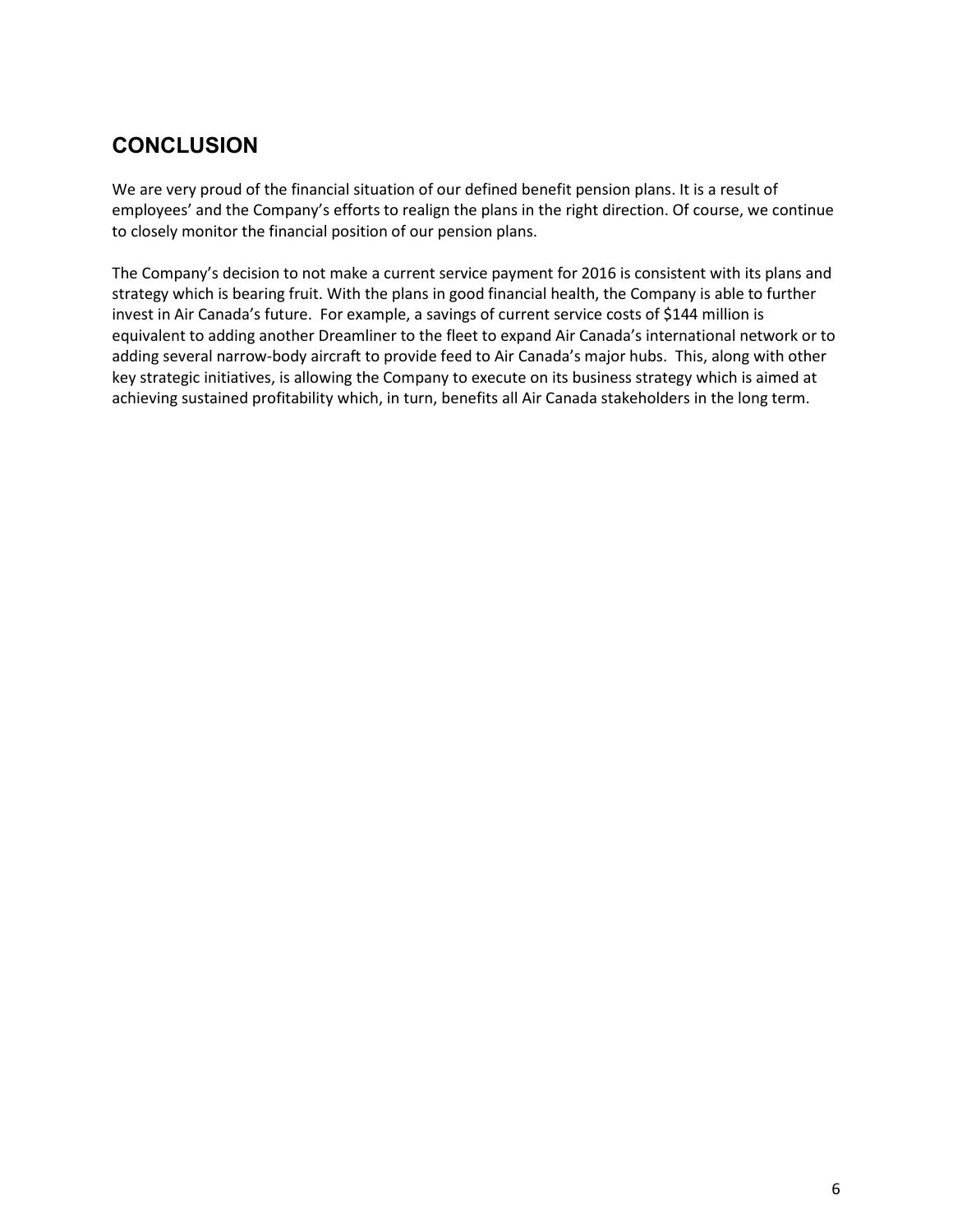## CONCLUSION

We are very proud of the financial situation of our defined benefit pension plans. It is a result of employees' and the Company's efforts to realign the plans in the right direction. Of course, we continue to closely monitor the financial position of our pension plans.

The Company's decision to not make a current service payment for 2016 is consistent with its plans and strategy which is bearing fruit. With the plans in good financial health, the Company is able to further invest in Air Canada's future. For example, a savings of current service costs of $144 million is equivalent to adding another Dreamliner to the fleet to expand Air Canada's international network or to adding several narrow-body aircraft to provide feed to Air Canada's major hubs. This, along with other key strategic initiatives, is allowing the Company to execute on its business strategy which is aimed at achieving sustained profitability which, in turn, benefits all Air Canada stakeholders in the long term.